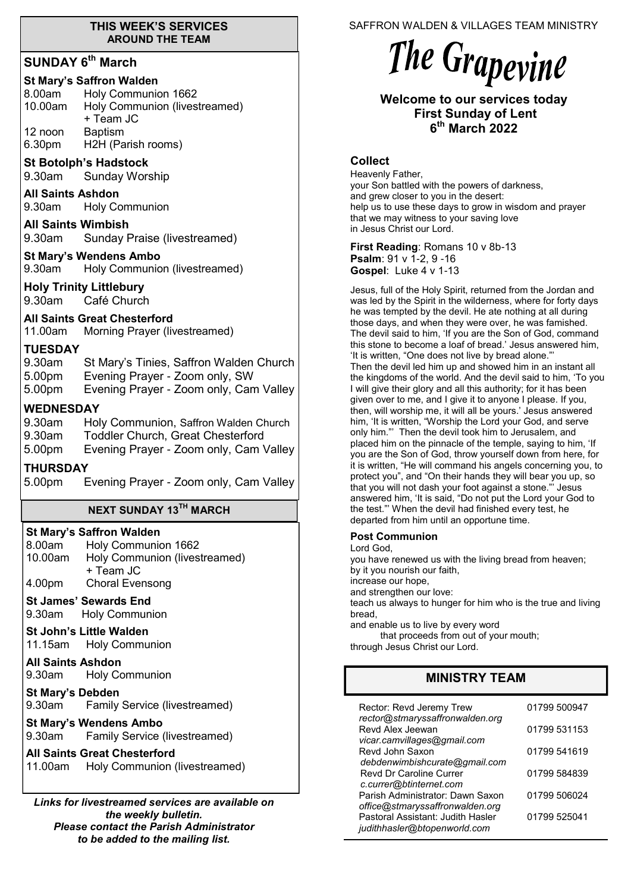## THIS WEEK'S SERVICES AROUND THE TEAM

### SUNDAY 6th March

**St Mary's Saffron Walden**

8.00am Holy Communion 1662
10.00am Holy Communion (livestreamed) + Team JC
12 noon Baptism
6.30pm H2H (Parish rooms)

**St Botolph's Hadstock**

9.30am Sunday Worship

**All Saints Ashdon**

9.30am Holy Communion

**All Saints Wimbish**

9.30am Sunday Praise (livestreamed)

**St Mary's Wendens Ambo**

9.30am Holy Communion (livestreamed)

**Holy Trinity Littlebury**

9.30am Café Church

**All Saints Great Chesterford**

11.00am Morning Prayer (livestreamed)

### TUESDAY

9.30am St Mary's Tinies, Saffron Walden Church
5.00pm Evening Prayer - Zoom only, SW
5.00pm Evening Prayer - Zoom only, Cam Valley

### WEDNESDAY

9.30am Holy Communion, Saffron Walden Church
9.30am Toddler Church, Great Chesterford
5.00pm Evening Prayer - Zoom only, Cam Valley

### THURSDAY

5.00pm Evening Prayer - Zoom only, Cam Valley

## NEXT SUNDAY 13TH MARCH

**St Mary's Saffron Walden**

8.00am Holy Communion 1662
10.00am Holy Communion (livestreamed) + Team JC
4.00pm Choral Evensong

**St James' Sewards End**

9.30am Holy Communion

**St John's Little Walden**

11.15am Holy Communion

**All Saints Ashdon**

9.30am Holy Communion

**St Mary's Debden**

9.30am Family Service (livestreamed)

**St Mary's Wendens Ambo**

9.30am Family Service (livestreamed)

**All Saints Great Chesterford**

11.00am Holy Communion (livestreamed)

***Links for livestreamed services are available on the weekly bulletin. Please contact the Parish Administrator to be added to the mailing list.***

SAFFRON WALDEN & VILLAGES TEAM MINISTRY

# The Grapevine

**Welcome to our services today**
**First Sunday of Lent**
**6th March 2022**

### Collect

Heavenly Father,
your Son battled with the powers of darkness,
and grew closer to you in the desert:
help us to use these days to grow in wisdom and prayer
that we may witness to your saving love
in Jesus Christ our Lord.

**First Reading**: Romans 10 v 8b-13
**Psalm**: 91 v 1-2, 9 -16
**Gospel**: Luke 4 v 1-13

Jesus, full of the Holy Spirit, returned from the Jordan and was led by the Spirit in the wilderness, where for forty days he was tempted by the devil. He ate nothing at all during those days, and when they were over, he was famished. The devil said to him, 'If you are the Son of God, command this stone to become a loaf of bread.' Jesus answered him, 'It is written, "One does not live by bread alone."'
Then the devil led him up and showed him in an instant all the kingdoms of the world. And the devil said to him, 'To you I will give their glory and all this authority; for it has been given over to me, and I give it to anyone I please. If you, then, will worship me, it will all be yours.' Jesus answered him, 'It is written, "Worship the Lord your God, and serve only him."' Then the devil took him to Jerusalem, and placed him on the pinnacle of the temple, saying to him, 'If you are the Son of God, throw yourself down from here, for it is written, "He will command his angels concerning you, to protect you", and "On their hands they will bear you up, so that you will not dash your foot against a stone."' Jesus answered him, 'It is said, "Do not put the Lord your God to the test."' When the devil had finished every test, he departed from him until an opportune time.

### Post Communion

Lord God,
you have renewed us with the living bread from heaven;
by it you nourish our faith,
increase our hope,
and strengthen our love:
teach us always to hunger for him who is the true and living bread,
and enable us to live by every word
that proceeds from out of your mouth;
through Jesus Christ our Lord.

## MINISTRY TEAM

| | |
|---|---|
| Rector: Revd Jeremy Trew *rector@stmaryssaffronwalden.org* | 01799 500947 |
| Revd Alex Jeewan *vicar.camvillages@gmail.com* | 01799 531153 |
| Revd John Saxon *debdenwimbishcurate@gmail.com* | 01799 541619 |
| Revd Dr Caroline Currer *c.currer@btinternet.com* | 01799 584839 |
| Parish Administrator: Dawn Saxon *office@stmaryssaffronwalden.org* | 01799 506024 |
| Pastoral Assistant: Judith Hasler *judithhasler@btopenworld.com* | 01799 525041 |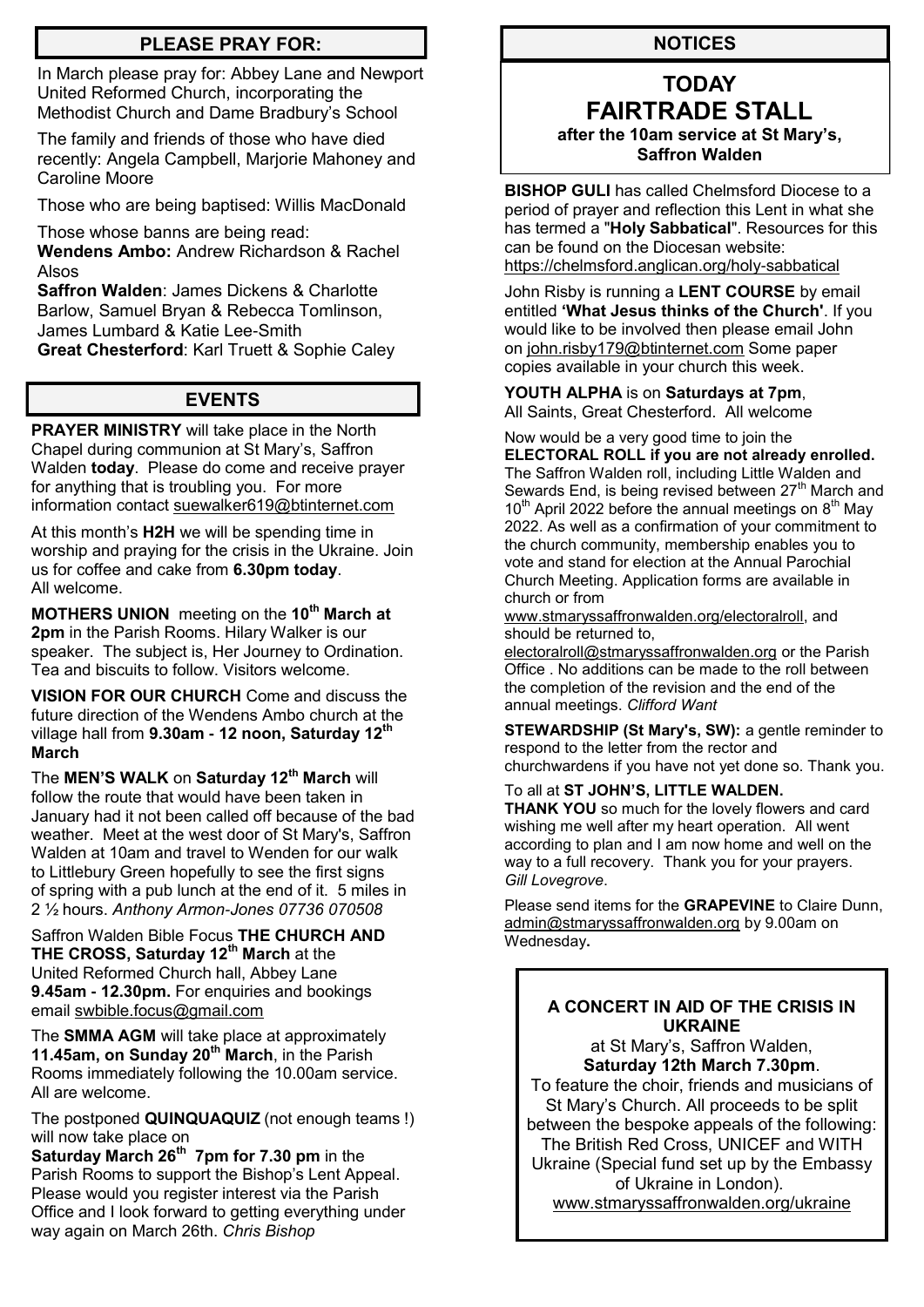## PLEASE PRAY FOR:

In March please pray for: Abbey Lane and Newport United Reformed Church, incorporating the Methodist Church and Dame Bradbury's School

The family and friends of those who have died recently: Angela Campbell, Marjorie Mahoney and Caroline Moore

Those who are being baptised: Willis MacDonald

Those whose banns are being read:
**Wendens Ambo:** Andrew Richardson & Rachel Alsos
**Saffron Walden**: James Dickens & Charlotte Barlow, Samuel Bryan & Rebecca Tomlinson, James Lumbard & Katie Lee-Smith
**Great Chesterford**: Karl Truett & Sophie Caley

## EVENTS

**PRAYER MINISTRY** will take place in the North Chapel during communion at St Mary's, Saffron Walden **today**. Please do come and receive prayer for anything that is troubling you. For more information contact suewalker619@btinternet.com

At this month's **H2H** we will be spending time in worship and praying for the crisis in the Ukraine. Join us for coffee and cake from **6.30pm today**. All welcome.

**MOTHERS UNION** meeting on the **10th March at 2pm** in the Parish Rooms. Hilary Walker is our speaker. The subject is, Her Journey to Ordination. Tea and biscuits to follow. Visitors welcome.

**VISION FOR OUR CHURCH** Come and discuss the future direction of the Wendens Ambo church at the village hall from **9.30am - 12 noon, Saturday 12th March**

The **MEN'S WALK** on **Saturday 12th March** will follow the route that would have been taken in January had it not been called off because of the bad weather. Meet at the west door of St Mary's, Saffron Walden at 10am and travel to Wenden for our walk to Littlebury Green hopefully to see the first signs of spring with a pub lunch at the end of it. 5 miles in 2 ½ hours. *Anthony Armon-Jones 07736 070508*

Saffron Walden Bible Focus **THE CHURCH AND THE CROSS, Saturday 12th March** at the United Reformed Church hall, Abbey Lane **9.45am - 12.30pm.** For enquiries and bookings email swbible.focus@gmail.com

The **SMMA AGM** will take place at approximately **11.45am, on Sunday 20th March**, in the Parish Rooms immediately following the 10.00am service. All are welcome.

The postponed **QUINQUAQUIZ** (not enough teams !) will now take place on
**Saturday March 26th 7pm for 7.30 pm** in the Parish Rooms to support the Bishop's Lent Appeal. Please would you register interest via the Parish Office and I look forward to getting everything under way again on March 26th. *Chris Bishop*

## NOTICES

### TODAY
### FAIRTRADE STALL
**after the 10am service at St Mary's, Saffron Walden**

**BISHOP GULI** has called Chelmsford Diocese to a period of prayer and reflection this Lent in what she has termed a "**Holy Sabbatical**". Resources for this can be found on the Diocesan website: https://chelmsford.anglican.org/holy-sabbatical

John Risby is running a **LENT COURSE** by email entitled **'What Jesus thinks of the Church'**. If you would like to be involved then please email John on john.risby179@btinternet.com Some paper copies available in your church this week.

**YOUTH ALPHA** is on **Saturdays at 7pm**, All Saints, Great Chesterford. All welcome

Now would be a very good time to join the **ELECTORAL ROLL if you are not already enrolled.** The Saffron Walden roll, including Little Walden and Sewards End, is being revised between 27th March and 10th April 2022 before the annual meetings on 8th May 2022. As well as a confirmation of your commitment to the church community, membership enables you to vote and stand for election at the Annual Parochial Church Meeting. Application forms are available in church or from www.stmaryssaffronwalden.org/electoralroll, and should be returned to, electoralroll@stmaryssaffronwalden.org or the Parish Office . No additions can be made to the roll between the completion of the revision and the end of the annual meetings. *Clifford Want*

**STEWARDSHIP (St Mary's, SW):** a gentle reminder to respond to the letter from the rector and churchwardens if you have not yet done so. Thank you.

To all at **ST JOHN'S, LITTLE WALDEN.**
**THANK YOU** so much for the lovely flowers and card wishing me well after my heart operation. All went according to plan and I am now home and well on the way to a full recovery. Thank you for your prayers. *Gill Lovegrove*.

Please send items for the **GRAPEVINE** to Claire Dunn, admin@stmaryssaffronwalden.org by 9.00am on Wednesday**.**

**A CONCERT IN AID OF THE CRISIS IN UKRAINE**

at St Mary's, Saffron Walden,
**Saturday 12th March 7.30pm**.
To feature the choir, friends and musicians of St Mary's Church. All proceeds to be split between the bespoke appeals of the following: The British Red Cross, UNICEF and WITH Ukraine (Special fund set up by the Embassy of Ukraine in London).
www.stmaryssaffronwalden.org/ukraine